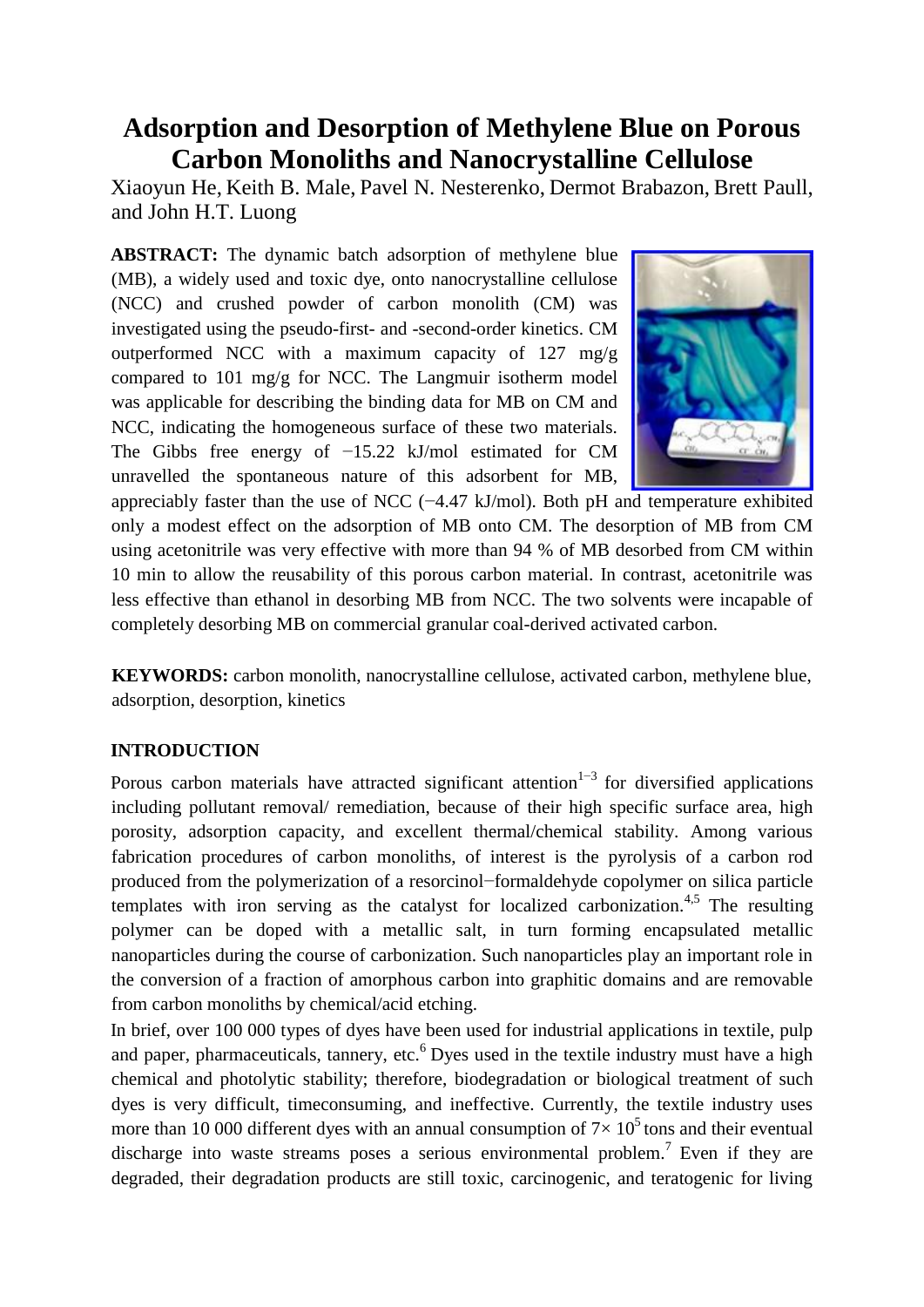# Adsorption and Desorption of Methylene Blue on Porous Carbon Monoliths and Nanocrystalline Cellulose

Xiaoyun He, Keith B. Male, Pavel N. Nesterenko, Dermot Brabazon, Brett Paull, and John H.T. Luong

**ABSTRACT:** The dynamic batch adsorption of methylene blue (MB), a widely used and toxic dye, onto nanocrystalline cellulose (NCC) and crushed powder of carbon monolith (CM) was investigated using the pseudo-first- and -second-order kinetics. CM outperformed NCC with a maximum capacity of 127 mg/g compared to 101 mg/g for NCC. The Langmuir isotherm model was applicable for describing the binding data for MB on CM and NCC, indicating the homogeneous surface of these two materials. The Gibbs free energy of −15.22 kJ/mol estimated for CM unravelled the spontaneous nature of this adsorbent for MB, appreciably faster than the use of NCC (−4.47 kJ/mol). Both pH and temperature exhibited only a modest effect on the adsorption of MB onto CM. The desorption of MB from CM using acetonitrile was very effective with more than 94 % of MB desorbed from CM within 10 min to allow the reusability of this porous carbon material. In contrast, acetonitrile was less effective than ethanol in desorbing MB from NCC. The two solvents were incapable of completely desorbing MB on commercial granular coal-derived activated carbon.

**KEYWORDS:** carbon monolith, nanocrystalline cellulose, activated carbon, methylene blue, adsorption, desorption, kinetics

## INTRODUCTION

Porous carbon materials have attracted significant attention[1−3] for diversified applications including pollutant removal/ remediation, because of their high specific surface area, high porosity, adsorption capacity, and excellent thermal/chemical stability. Among various fabrication procedures of carbon monoliths, of interest is the pyrolysis of a carbon rod produced from the polymerization of a resorcinol−formaldehyde copolymer on silica particle templates with iron serving as the catalyst for localized carbonization.[4,5] The resulting polymer can be doped with a metallic salt, in turn forming encapsulated metallic nanoparticles during the course of carbonization. Such nanoparticles play an important role in the conversion of a fraction of amorphous carbon into graphitic domains and are removable from carbon monoliths by chemical/acid etching.

In brief, over 100 000 types of dyes have been used for industrial applications in textile, pulp and paper, pharmaceuticals, tannery, etc.[6] Dyes used in the textile industry must have a high chemical and photolytic stability; therefore, biodegradation or biological treatment of such dyes is very difficult, timeconsuming, and ineffective. Currently, the textile industry uses more than 10 000 different dyes with an annual consumption of $7\times 10^5$ tons and their eventual discharge into waste streams poses a serious environmental problem.[7] Even if they are degraded, their degradation products are still toxic, carcinogenic, and teratogenic for living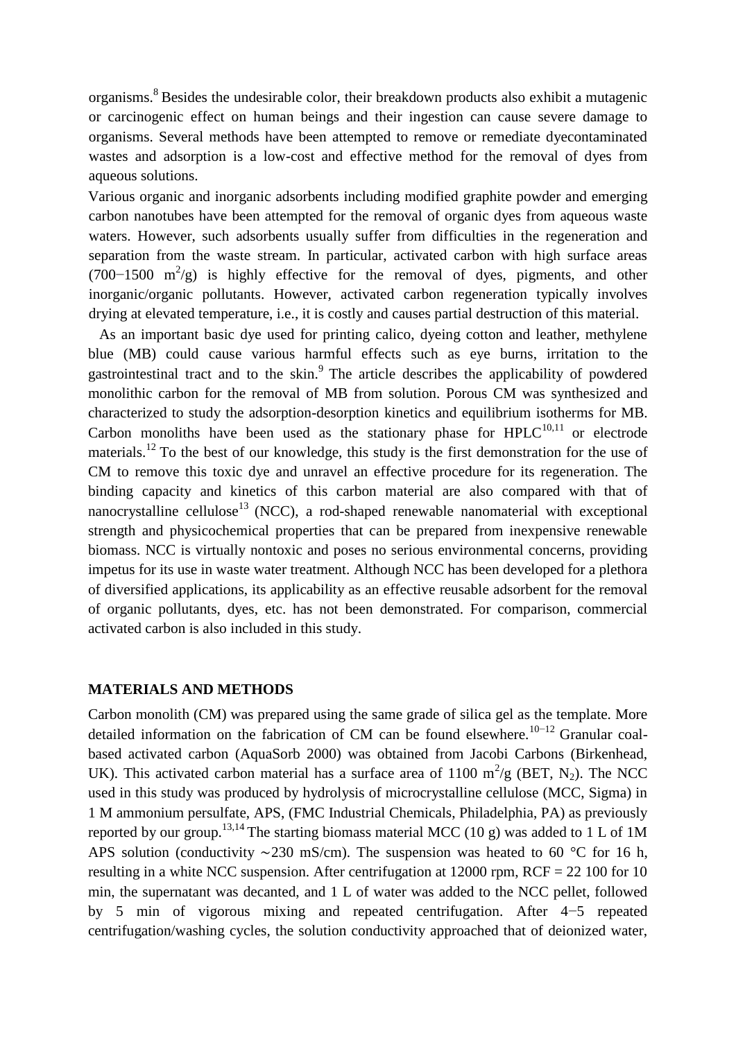organisms.[8] Besides the undesirable color, their breakdown products also exhibit a mutagenic or carcinogenic effect on human beings and their ingestion can cause severe damage to organisms. Several methods have been attempted to remove or remediate dyecontaminated wastes and adsorption is a low-cost and effective method for the removal of dyes from aqueous solutions.

Various organic and inorganic adsorbents including modified graphite powder and emerging carbon nanotubes have been attempted for the removal of organic dyes from aqueous waste waters. However, such adsorbents usually suffer from difficulties in the regeneration and separation from the waste stream. In particular, activated carbon with high surface areas (700−1500 $m^2/g$) is highly effective for the removal of dyes, pigments, and other inorganic/organic pollutants. However, activated carbon regeneration typically involves drying at elevated temperature, i.e., it is costly and causes partial destruction of this material.

As an important basic dye used for printing calico, dyeing cotton and leather, methylene blue (MB) could cause various harmful effects such as eye burns, irritation to the gastrointestinal tract and to the skin.[9] The article describes the applicability of powdered monolithic carbon for the removal of MB from solution. Porous CM was synthesized and characterized to study the adsorption-desorption kinetics and equilibrium isotherms for MB. Carbon monoliths have been used as the stationary phase for HPLC[10,11] or electrode materials.[12] To the best of our knowledge, this study is the first demonstration for the use of CM to remove this toxic dye and unravel an effective procedure for its regeneration. The binding capacity and kinetics of this carbon material are also compared with that of nanocrystalline cellulose[13] (NCC), a rod-shaped renewable nanomaterial with exceptional strength and physicochemical properties that can be prepared from inexpensive renewable biomass. NCC is virtually nontoxic and poses no serious environmental concerns, providing impetus for its use in waste water treatment. Although NCC has been developed for a plethora of diversified applications, its applicability as an effective reusable adsorbent for the removal of organic pollutants, dyes, etc. has not been demonstrated. For comparison, commercial activated carbon is also included in this study.

## MATERIALS AND METHODS

Carbon monolith (CM) was prepared using the same grade of silica gel as the template. More detailed information on the fabrication of CM can be found elsewhere.[10−12] Granular coal-based activated carbon (AquaSorb 2000) was obtained from Jacobi Carbons (Birkenhead, UK). This activated carbon material has a surface area of 1100 $m^2/g$ (BET, $N_2$). The NCC used in this study was produced by hydrolysis of microcrystalline cellulose (MCC, Sigma) in 1 M ammonium persulfate, APS, (FMC Industrial Chemicals, Philadelphia, PA) as previously reported by our group.[13,14] The starting biomass material MCC (10 g) was added to 1 L of 1M APS solution (conductivity ∼230 mS/cm). The suspension was heated to 60 °C for 16 h, resulting in a white NCC suspension. After centrifugation at 12000 rpm, RCF = 22 100 for 10 min, the supernatant was decanted, and 1 L of water was added to the NCC pellet, followed by 5 min of vigorous mixing and repeated centrifugation. After 4−5 repeated centrifugation/washing cycles, the solution conductivity approached that of deionized water,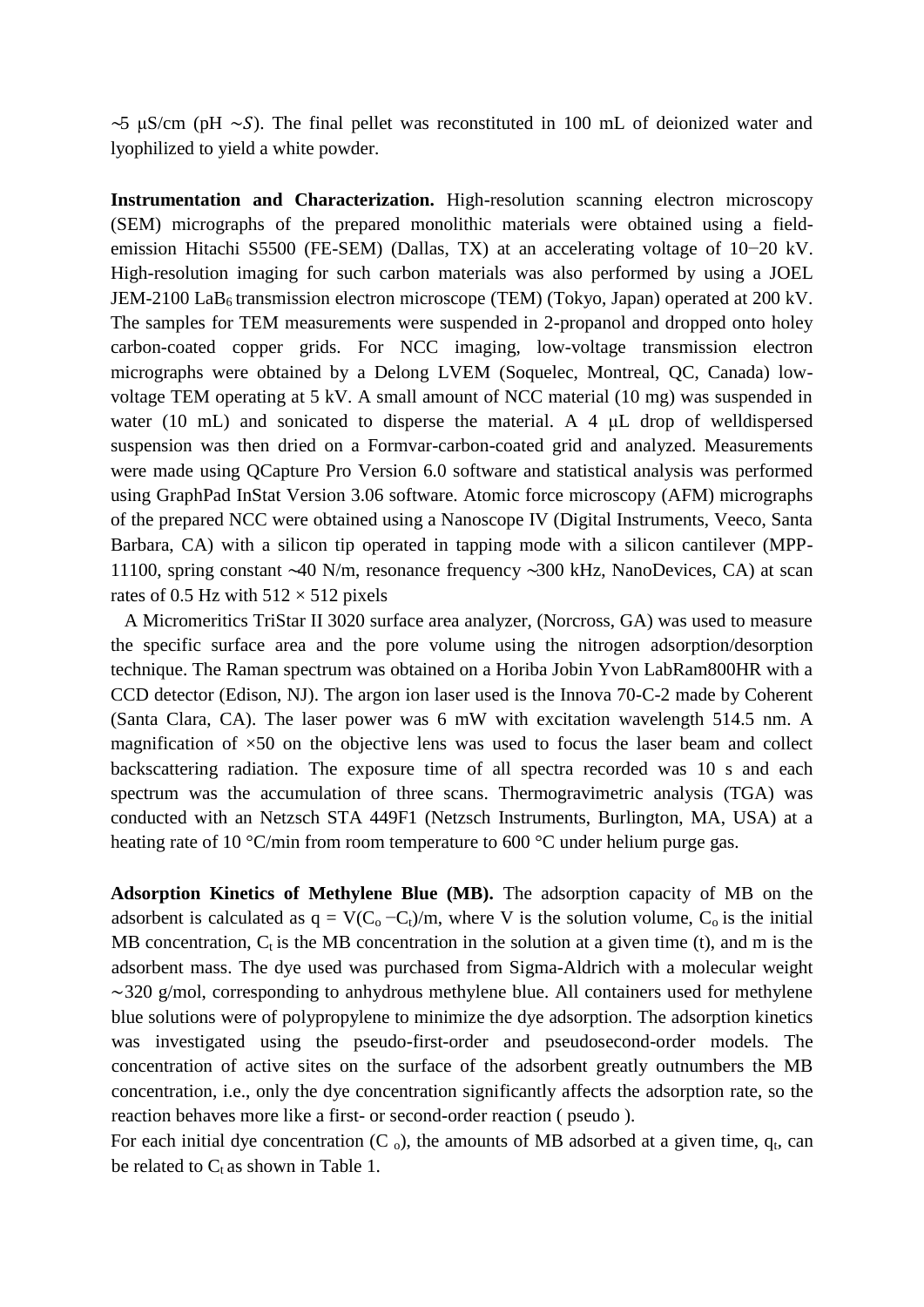~5 μS/cm (pH ~$S$). The final pellet was reconstituted in 100 mL of deionized water and lyophilized to yield a white powder.

**Instrumentation and Characterization.** High-resolution scanning electron microscopy (SEM) micrographs of the prepared monolithic materials were obtained using a field-emission Hitachi S5500 (FE-SEM) (Dallas, TX) at an accelerating voltage of 10−20 kV. High-resolution imaging for such carbon materials was also performed by using a JOEL JEM-2100 $LaB_6$ transmission electron microscope (TEM) (Tokyo, Japan) operated at 200 kV. The samples for TEM measurements were suspended in 2-propanol and dropped onto holey carbon-coated copper grids. For NCC imaging, low-voltage transmission electron micrographs were obtained by a Delong LVEM (Soquelec, Montreal, QC, Canada) low-voltage TEM operating at 5 kV. A small amount of NCC material (10 mg) was suspended in water (10 mL) and sonicated to disperse the material. A 4 μL drop of welldispersed suspension was then dried on a Formvar-carbon-coated grid and analyzed. Measurements were made using QCapture Pro Version 6.0 software and statistical analysis was performed using GraphPad InStat Version 3.06 software. Atomic force microscopy (AFM) micrographs of the prepared NCC were obtained using a Nanoscope IV (Digital Instruments, Veeco, Santa Barbara, CA) with a silicon tip operated in tapping mode with a silicon cantilever (MPP-11100, spring constant ~40 N/m, resonance frequency ~300 kHz, NanoDevices, CA) at scan rates of 0.5 Hz with 512 × 512 pixels

A Micromeritics TriStar II 3020 surface area analyzer, (Norcross, GA) was used to measure the specific surface area and the pore volume using the nitrogen adsorption/desorption technique. The Raman spectrum was obtained on a Horiba Jobin Yvon LabRam800HR with a CCD detector (Edison, NJ). The argon ion laser used is the Innova 70-C-2 made by Coherent (Santa Clara, CA). The laser power was 6 mW with excitation wavelength 514.5 nm. A magnification of ×50 on the objective lens was used to focus the laser beam and collect backscattering radiation. The exposure time of all spectra recorded was 10 s and each spectrum was the accumulation of three scans. Thermogravimetric analysis (TGA) was conducted with an Netzsch STA 449F1 (Netzsch Instruments, Burlington, MA, USA) at a heating rate of 10 °C/min from room temperature to 600 °C under helium purge gas.

**Adsorption Kinetics of Methylene Blue (MB).** The adsorption capacity of MB on the adsorbent is calculated as $q = V(C_o - C_t)/m$, where V is the solution volume, $C_o$ is the initial MB concentration, $C_t$ is the MB concentration in the solution at a given time (t), and m is the adsorbent mass. The dye used was purchased from Sigma-Aldrich with a molecular weight ∼320 g/mol, corresponding to anhydrous methylene blue. All containers used for methylene blue solutions were of polypropylene to minimize the dye adsorption. The adsorption kinetics was investigated using the pseudo-first-order and pseudosecond-order models. The concentration of active sites on the surface of the adsorbent greatly outnumbers the MB concentration, i.e., only the dye concentration significantly affects the adsorption rate, so the reaction behaves more like a first- or second-order reaction ( pseudo ).

For each initial dye concentration ($C_o$), the amounts of MB adsorbed at a given time, $q_t$, can be related to $C_t$ as shown in Table 1.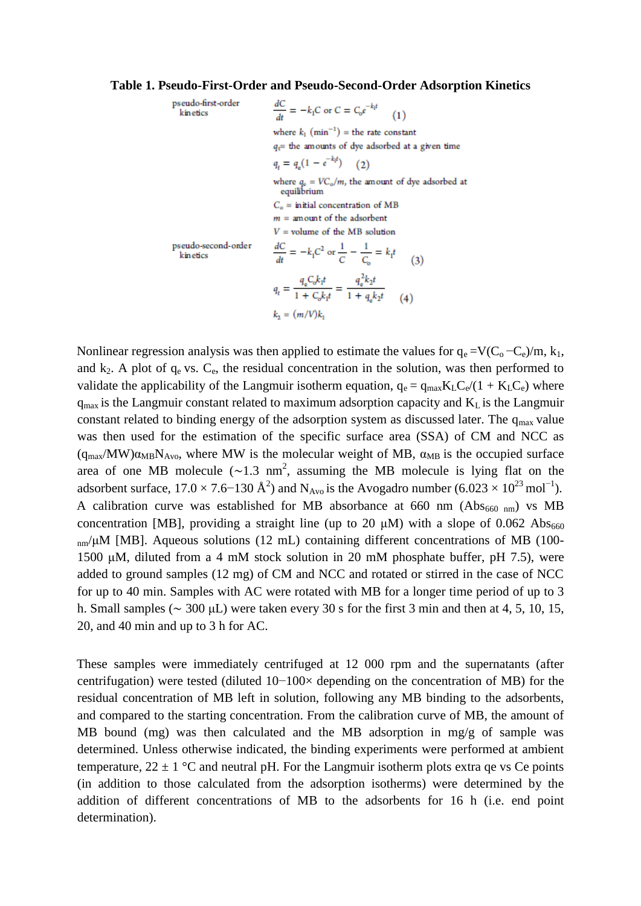**Table 1. Pseudo-First-Order and Pseudo-Second-Order Adsorption Kinetics**

| | |
|---|---|
| pseudo-first-order kinetics | $\frac{dC}{dt} = -k_1C$ or $C = C_o e^{-k_1 t}$ (1) |
| | where $k_1$ (min$^{-1}$) = the rate constant |
| | $q_t$= the amounts of dye adsorbed at a given time |
| | $q_t = q_e(1 - e^{-k_1 t})$ (2) |
| | where $q_e = VC_o/m$, the amount of dye adsorbed at equilibrium |
| | $C_o$ = initial concentration of MB |
| | $m$ = amount of the adsorbent |
| | $V$ = volume of the MB solution |
| pseudo-second-order kinetics | $\frac{dC}{dt} = -k_1C^2$ or $\frac{1}{C} - \frac{1}{C_o} = k_1 t$ (3) |
| | $q_t = \frac{q_e C_o k_1 t}{1 + C_o k_1 t} = \frac{q_e^2 k_2 t}{1 + q_e k_2 t}$ (4) |
| | $k_2 = (m/V)k_1$ |

Nonlinear regression analysis was then applied to estimate the values for $q_e = V(C_o - C_e)/m$, $k_1$, and $k_2$. A plot of $q_e$ vs. $C_e$, the residual concentration in the solution, was then performed to validate the applicability of the Langmuir isotherm equation, $q_e = q_{max}K_LC_e/(1 + K_LC_e)$ where $q_{max}$ is the Langmuir constant related to maximum adsorption capacity and $K_L$ is the Langmuir constant related to binding energy of the adsorption system as discussed later. The $q_{max}$ value was then used for the estimation of the specific surface area (SSA) of CM and NCC as $(q_{max}/MW)\alpha_{MB}N_{Avo}$, where MW is the molecular weight of MB, $\alpha_{MB}$ is the occupied surface area of one MB molecule (~1.3 nm$^2$, assuming the MB molecule is lying flat on the adsorbent surface, $17.0 \times 7.6$–130 Å$^2$) and $N_{Avo}$ is the Avogadro number ($6.023 \times 10^{23}$ mol$^{-1}$). A calibration curve was established for MB absorbance at 660 nm ($Abs_{660\ nm}$) vs MB concentration [MB], providing a straight line (up to 20 μM) with a slope of 0.062 $Abs_{660\ nm}$/μM [MB]. Aqueous solutions (12 mL) containing different concentrations of MB (100-1500 μM, diluted from a 4 mM stock solution in 20 mM phosphate buffer, pH 7.5), were added to ground samples (12 mg) of CM and NCC and rotated or stirred in the case of NCC for up to 40 min. Samples with AC were rotated with MB for a longer time period of up to 3 h. Small samples (~ 300 μL) were taken every 30 s for the first 3 min and then at 4, 5, 10, 15, 20, and 40 min and up to 3 h for AC.

These samples were immediately centrifuged at 12 000 rpm and the supernatants (after centrifugation) were tested (diluted 10−100× depending on the concentration of MB) for the residual concentration of MB left in solution, following any MB binding to the adsorbents, and compared to the starting concentration. From the calibration curve of MB, the amount of MB bound (mg) was then calculated and the MB adsorption in mg/g of sample was determined. Unless otherwise indicated, the binding experiments were performed at ambient temperature, 22 ± 1 °C and neutral pH. For the Langmuir isotherm plots extra qe vs Ce points (in addition to those calculated from the adsorption isotherms) were determined by the addition of different concentrations of MB to the adsorbents for 16 h (i.e. end point determination).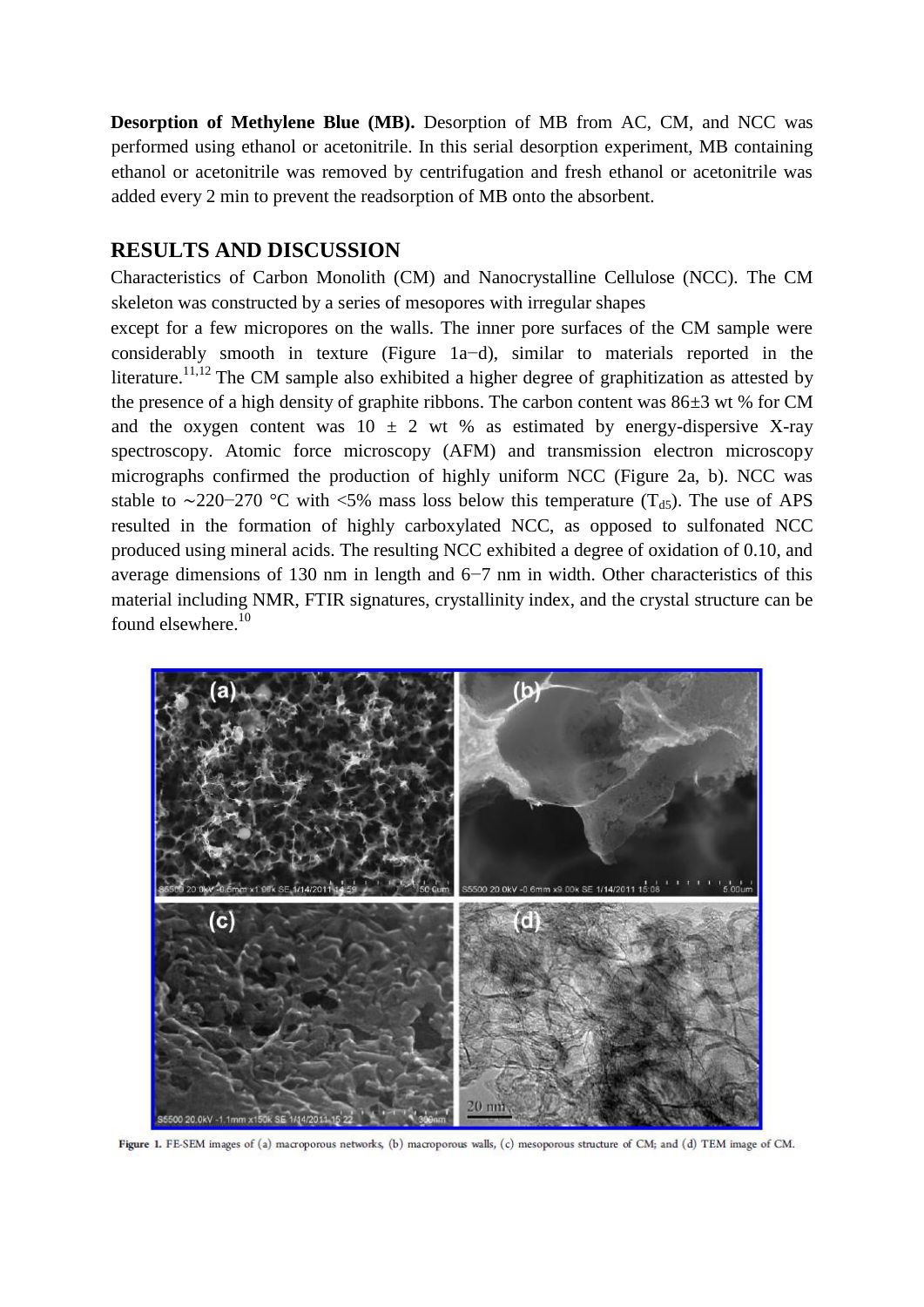**Desorption of Methylene Blue (MB).** Desorption of MB from AC, CM, and NCC was performed using ethanol or acetonitrile. In this serial desorption experiment, MB containing ethanol or acetonitrile was removed by centrifugation and fresh ethanol or acetonitrile was added every 2 min to prevent the readsorption of MB onto the absorbent.

## RESULTS AND DISCUSSION

Characteristics of Carbon Monolith (CM) and Nanocrystalline Cellulose (NCC). The CM skeleton was constructed by a series of mesopores with irregular shapes

except for a few micropores on the walls. The inner pore surfaces of the CM sample were considerably smooth in texture (Figure 1a−d), similar to materials reported in the literature.[11,12] The CM sample also exhibited a higher degree of graphitization as attested by the presence of a high density of graphite ribbons. The carbon content was 86±3 wt % for CM and the oxygen content was 10 ± 2 wt % as estimated by energy-dispersive X-ray spectroscopy. Atomic force microscopy (AFM) and transmission electron microscopy micrographs confirmed the production of highly uniform NCC (Figure 2a, b). NCC was stable to ∼220−270 °C with <5% mass loss below this temperature ($T_{d5}$). The use of APS resulted in the formation of highly carboxylated NCC, as opposed to sulfonated NCC produced using mineral acids. The resulting NCC exhibited a degree of oxidation of 0.10, and average dimensions of 130 nm in length and 6−7 nm in width. Other characteristics of this material including NMR, FTIR signatures, crystallinity index, and the crystal structure can be found elsewhere.[10]

Figure 1. FE-SEM images of (a) macroporous networks, (b) macroporous walls, (c) mesoporous structure of CM; and (d) TEM image of CM.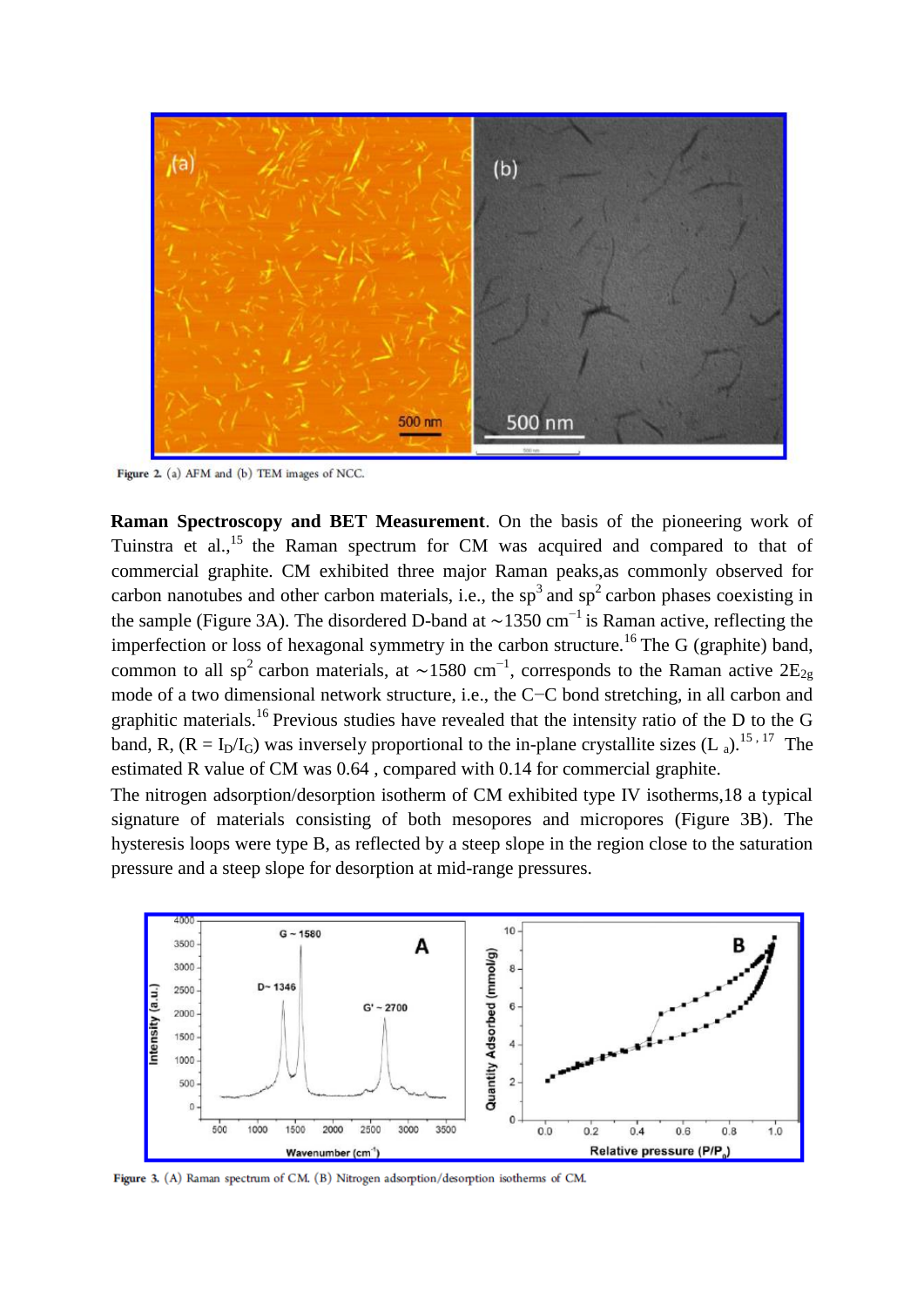Figure 2. (a) AFM and (b) TEM images of NCC.

**Raman Spectroscopy and BET Measurement**. On the basis of the pioneering work of Tuinstra et al.,[15] the Raman spectrum for CM was acquired and compared to that of commercial graphite. CM exhibited three major Raman peaks,as commonly observed for carbon nanotubes and other carbon materials, i.e., the $sp^3$ and $sp^2$ carbon phases coexisting in the sample (Figure 3A). The disordered D-band at ∼1350 $cm^{-1}$ is Raman active, reflecting the imperfection or loss of hexagonal symmetry in the carbon structure.[16] The G (graphite) band, common to all $sp^2$ carbon materials, at ∼1580 $cm^{-1}$, corresponds to the Raman active $2E_{2g}$ mode of a two dimensional network structure, i.e., the C−C bond stretching, in all carbon and graphitic materials.[16] Previous studies have revealed that the intensity ratio of the D to the G band, R, ($R = I_D/I_G$) was inversely proportional to the in-plane crystallite sizes ($L_a$).[15,17] The estimated R value of CM was 0.64 , compared with 0.14 for commercial graphite.

The nitrogen adsorption/desorption isotherm of CM exhibited type IV isotherms,18 a typical signature of materials consisting of both mesopores and micropores (Figure 3B). The hysteresis loops were type B, as reflected by a steep slope in the region close to the saturation pressure and a steep slope for desorption at mid-range pressures.

Figure 3. (A) Raman spectrum of CM. (B) Nitrogen adsorption/desorption isotherms of CM.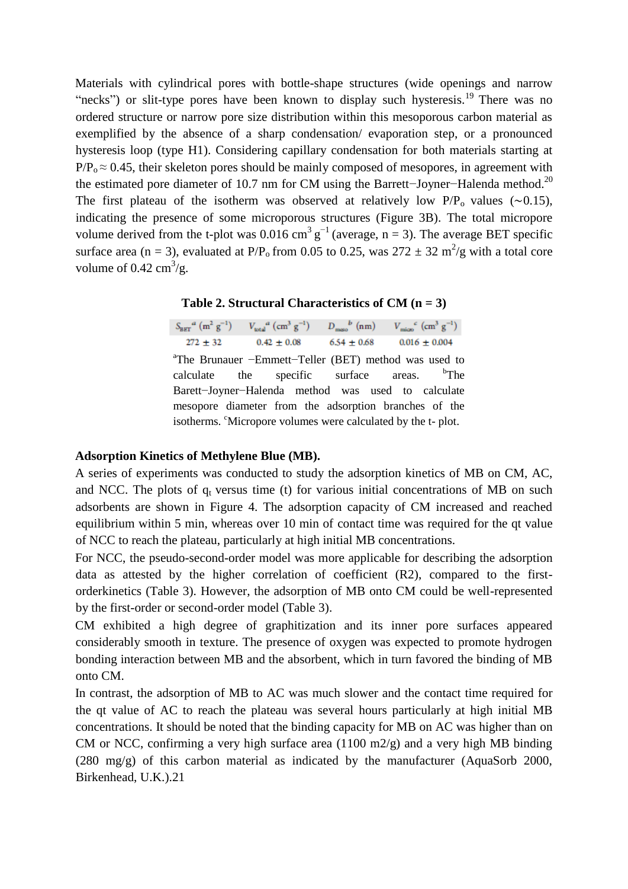Materials with cylindrical pores with bottle-shape structures (wide openings and narrow "necks") or slit-type pores have been known to display such hysteresis.[19] There was no ordered structure or narrow pore size distribution within this mesoporous carbon material as exemplified by the absence of a sharp condensation/ evaporation step, or a pronounced hysteresis loop (type H1). Considering capillary condensation for both materials starting at $P/P_o \approx 0.45$, their skeleton pores should be mainly composed of mesopores, in agreement with the estimated pore diameter of 10.7 nm for CM using the Barrett−Joyner−Halenda method.[20] The first plateau of the isotherm was observed at relatively low $P/P_o$ values (∼0.15), indicating the presence of some microporous structures (Figure 3B). The total micropore volume derived from the t-plot was 0.016 $cm^3\ g^{-1}$ (average, n = 3). The average BET specific surface area (n = 3), evaluated at $P/P_o$ from 0.05 to 0.25, was 272 ± 32 $m^2/g$ with a total core volume of 0.42 $cm^3/g$.

**Table 2. Structural Characteristics of CM (n = 3)**

| $S_{BET}$[a] ($m^2\ g^{-1}$) | $V_{total}$[a] ($cm^3\ g^{-1}$) | $D_{meso}$[b] (nm) | $V_{micro}$[c] ($cm^3\ g^{-1}$) |
|---|---|---|---|
| 272 ± 32 | 0.42 ± 0.08 | 6.54 ± 0.68 | 0.016 ± 0.004 |

[a]The Brunauer −Emmett−Teller (BET) method was used to calculate the specific surface areas. [b]The Barett−Joyner−Halenda method was used to calculate mesopore diameter from the adsorption branches of the isotherms. [c]Micropore volumes were calculated by the t- plot.

**Adsorption Kinetics of Methylene Blue (MB).**

A series of experiments was conducted to study the adsorption kinetics of MB on CM, AC, and NCC. The plots of $q_t$ versus time (t) for various initial concentrations of MB on such adsorbents are shown in Figure 4. The adsorption capacity of CM increased and reached equilibrium within 5 min, whereas over 10 min of contact time was required for the qt value of NCC to reach the plateau, particularly at high initial MB concentrations.

For NCC, the pseudo-second-order model was more applicable for describing the adsorption data as attested by the higher correlation of coefficient (R2), compared to the first-orderkinetics (Table 3). However, the adsorption of MB onto CM could be well-represented by the first-order or second-order model (Table 3).

CM exhibited a high degree of graphitization and its inner pore surfaces appeared considerably smooth in texture. The presence of oxygen was expected to promote hydrogen bonding interaction between MB and the absorbent, which in turn favored the binding of MB onto CM.

In contrast, the adsorption of MB to AC was much slower and the contact time required for the qt value of AC to reach the plateau was several hours particularly at high initial MB concentrations. It should be noted that the binding capacity for MB on AC was higher than on CM or NCC, confirming a very high surface area (1100 m2/g) and a very high MB binding (280 mg/g) of this carbon material as indicated by the manufacturer (AquaSorb 2000, Birkenhead, U.K.).21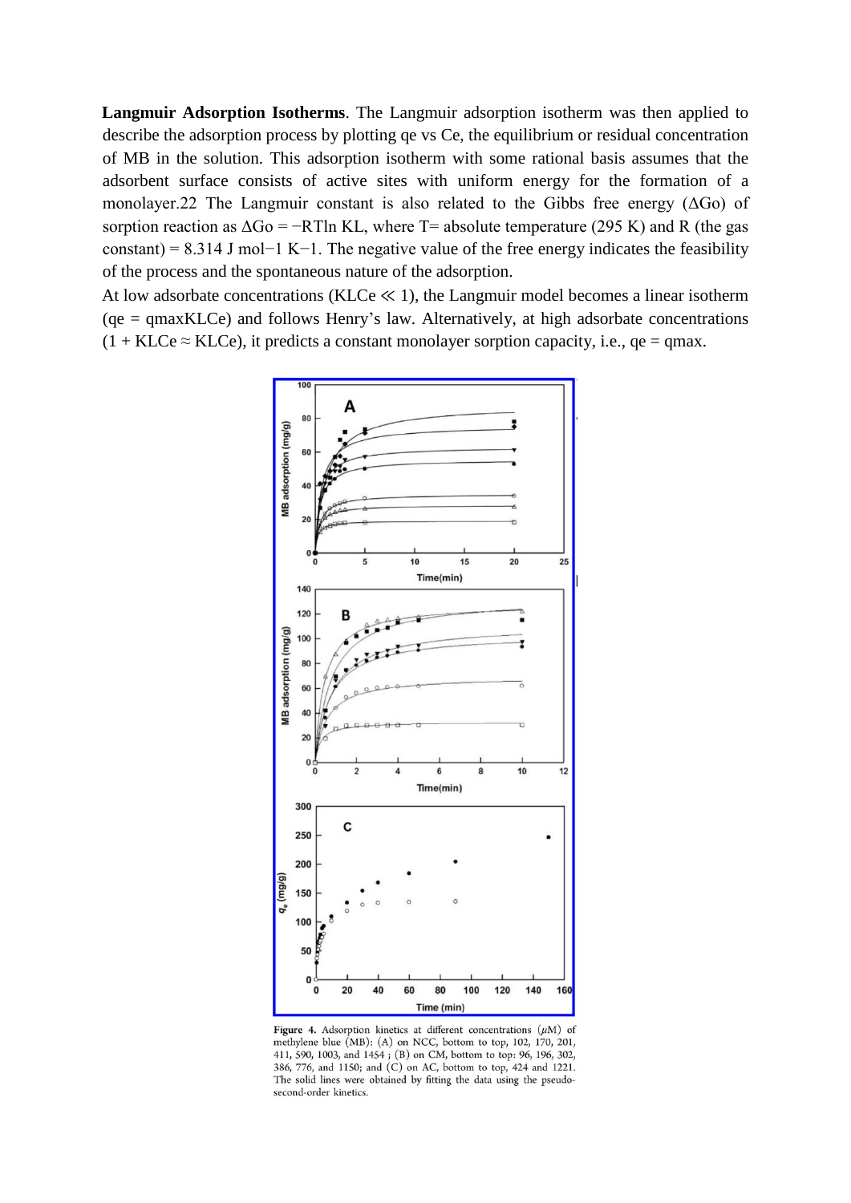**Langmuir Adsorption Isotherms**. The Langmuir adsorption isotherm was then applied to describe the adsorption process by plotting qe vs Ce, the equilibrium or residual concentration of MB in the solution. This adsorption isotherm with some rational basis assumes that the adsorbent surface consists of active sites with uniform energy for the formation of a monolayer.[22] The Langmuir constant is also related to the Gibbs free energy ($\Delta G^o$) of sorption reaction as $\Delta G^o = -RT\ln K_L$, where T= absolute temperature (295 K) and R (the gas constant) = 8.314 J mol$^{-1}$ K$^{-1}$. The negative value of the free energy indicates the feasibility of the process and the spontaneous nature of the adsorption.

At low adsorbate concentrations ($K_LC_e \ll 1$), the Langmuir model becomes a linear isotherm ($q_e = q_{max}K_LC_e$) and follows Henry's law. Alternatively, at high adsorbate concentrations ($1 + K_LC_e \approx K_LC_e$), it predicts a constant monolayer sorption capacity, i.e., $q_e = q_{max}$.

**Figure 4.** Adsorption kinetics at different concentrations ($\mu$M) of methylene blue (MB): (A) on NCC, bottom to top, 102, 170, 201, 411, 590, 1003, and 1454 ; (B) on CM, bottom to top: 96, 196, 302, 386, 776, and 1150; and (C) on AC, bottom to top, 424 and 1221. The solid lines were obtained by fitting the data using the pseudo-second-order kinetics.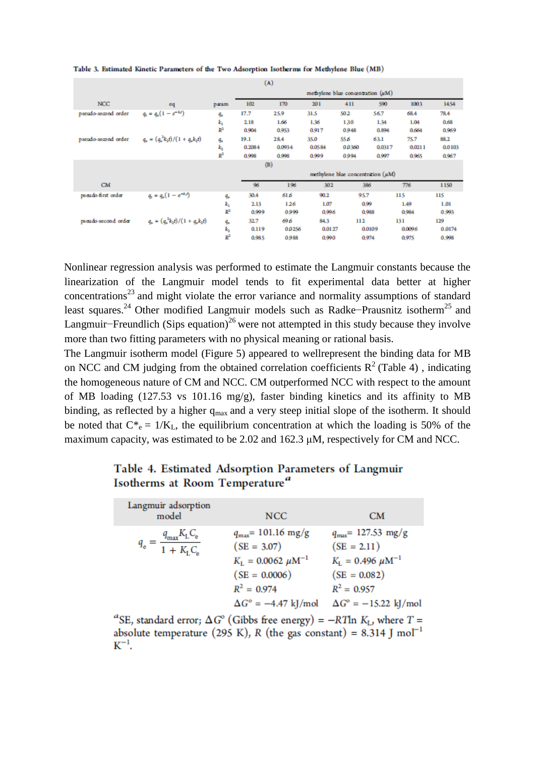**Table 3. Estimated Kinetic Parameters of the Two Adsorption Isotherms for Methylene Blue (MB)**

(A)

| NCC | eq | param | methylene blue concentration (μM) | | | | | | |
|---|---|---|---|---|---|---|---|---|---|
| | | | 102 | 170 | 201 | 411 | 590 | 1003 | 1454 |
| pseudo-second order | $q_t = q_e(1 - e^{-k_1 t})$ | $q_e$ | 17.7 | 25.9 | 31.5 | 50.2 | 56.7 | 68.4 | 78.4 |
| | | $k_1$ | 2.18 | 1.66 | 1.36 | 1.30 | 1.34 | 1.04 | 0.68 |
| | | $R^2$ | 0.904 | 0.953 | 0.917 | 0.948 | 0.894 | 0.664 | 0.969 |
| pseudo-second order | $q_t = (q_e^2 k_2 t)/(1 + q_e k_2 t)$ | $q_e$ | 19.1 | 28.4 | 35.0 | 55.6 | 63.1 | 75.7 | 88.2 |
| | | $k_2$ | 0.2084 | 0.0934 | 0.0584 | 0.0360 | 0.0317 | 0.0211 | 0.0103 |
| | | $R^2$ | 0.998 | 0.998 | 0.999 | 0.994 | 0.997 | 0.965 | 0.967 |

(B)

| CM | eq | param | methylene blue concentration (μM) | | | | | |
|---|---|---|---|---|---|---|---|---|
| | | | 96 | 196 | 302 | 386 | 776 | 1150 |
| pseudo-first order | $q_t = q_e(1 - e^{-k_1 t})$ | $q_e$ | 30.4 | 61.6 | 90.2 | 95.7 | 115 | 115 |
| | | $k_1$ | 2.13 | 1.26 | 1.07 | 0.99 | 1.49 | 1.01 |
| | | $R^2$ | 0.999 | 0.999 | 0.996 | 0.988 | 0.984 | 0.993 |
| pseudo-second order | $q_t = (q_e^2 k_2 t)/(1 + q_e k_2 t)$ | $q_e$ | 32.7 | 69.6 | 84.3 | 112 | 131 | 129 |
| | | $k_2$ | 0.119 | 0.0256 | 0.0127 | 0.0109 | 0.0096 | 0.0174 |
| | | $R^2$ | 0.985 | 0.988 | 0.990 | 0.974 | 0.975 | 0.998 |

Nonlinear regression analysis was performed to estimate the Langmuir constants because the linearization of the Langmuir model tends to fit experimental data better at higher concentrations[23] and might violate the error variance and normality assumptions of standard least squares.[24] Other modified Langmuir models such as Radke−Prausnitz isotherm[25] and Langmuir−Freundlich (Sips equation)[26] were not attempted in this study because they involve more than two fitting parameters with no physical meaning or rational basis.

The Langmuir isotherm model (Figure 5) appeared to wellrepresent the binding data for MB on NCC and CM judging from the obtained correlation coefficients $R^2$ (Table 4) , indicating the homogeneous nature of CM and NCC. CM outperformed NCC with respect to the amount of MB loading (127.53 vs 101.16 mg/g), faster binding kinetics and its affinity to MB binding, as reflected by a higher $q_{max}$ and a very steep initial slope of the isotherm. It should be noted that $C^*_e = 1/K_L$, the equilibrium concentration at which the loading is 50% of the maximum capacity, was estimated to be 2.02 and 162.3 μM, respectively for CM and NCC.

**Table 4. Estimated Adsorption Parameters of Langmuir Isotherms at Room Temperature[a]**

| Langmuir adsorption model | NCC | CM |
|---|---|---|
| $q_e = \dfrac{q_{max} K_L C_e}{1 + K_L C_e}$ | $q_{max}$ = 101.16 mg/g | $q_{max}$ = 127.53 mg/g |
| | (SE = 3.07) | (SE = 2.11) |
| | $K_L$ = 0.0062 μM$^{-1}$ | $K_L$ = 0.496 μM$^{-1}$ |
| | (SE = 0.0006) | (SE = 0.082) |
| | $R^2$ = 0.974 | $R^2$ = 0.957 |
| | $\Delta G^\circ$ = −4.47 kJ/mol | $\Delta G^\circ$ = −15.22 kJ/mol |

[a] SE, standard error; $\Delta G^\circ$ (Gibbs free energy) = $-RT\ln K_L$, where $T$ = absolute temperature (295 K), $R$ (the gas constant) = 8.314 J mol$^{-1}$ K$^{-1}$.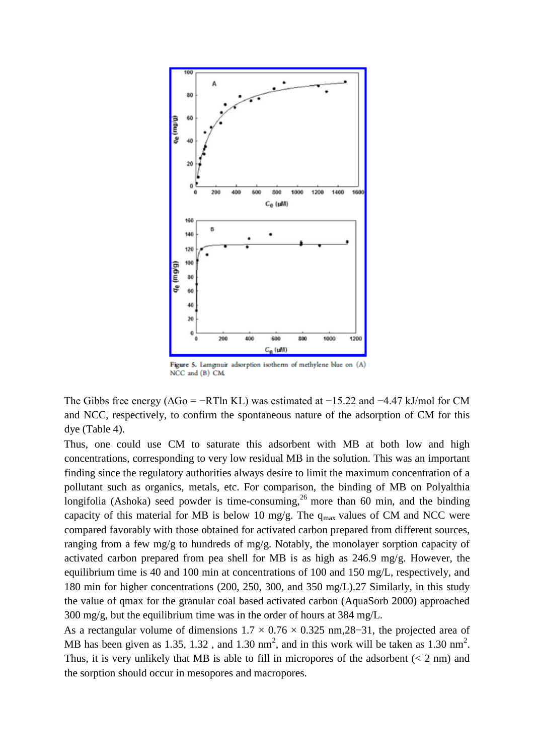Figure 5. Langmuir adsorption isotherm of methylene blue on (A) NCC and (B) CM.

The Gibbs free energy ($\Delta G^o = -RT\ln K_L$) was estimated at −15.22 and −4.47 kJ/mol for CM and NCC, respectively, to confirm the spontaneous nature of the adsorption of CM for this dye (Table 4).

Thus, one could use CM to saturate this adsorbent with MB at both low and high concentrations, corresponding to very low residual MB in the solution. This was an important finding since the regulatory authorities always desire to limit the maximum concentration of a pollutant such as organics, metals, etc. For comparison, the binding of MB on Polyalthia longifolia (Ashoka) seed powder is time-consuming,[26] more than 60 min, and the binding capacity of this material for MB is below 10 mg/g. The $q_{max}$ values of CM and NCC were compared favorably with those obtained for activated carbon prepared from different sources, ranging from a few mg/g to hundreds of mg/g. Notably, the monolayer sorption capacity of activated carbon prepared from pea shell for MB is as high as 246.9 mg/g. However, the equilibrium time is 40 and 100 min at concentrations of 100 and 150 mg/L, respectively, and 180 min for higher concentrations (200, 250, 300, and 350 mg/L).27 Similarly, in this study the value of qmax for the granular coal based activated carbon (AquaSorb 2000) approached 300 mg/g, but the equilibrium time was in the order of hours at 384 mg/L.

As a rectangular volume of dimensions 1.7 × 0.76 × 0.325 nm,28−31, the projected area of MB has been given as 1.35, 1.32 , and 1.30 $nm^2$, and in this work will be taken as 1.30 $nm^2$. Thus, it is very unlikely that MB is able to fill in micropores of the adsorbent (< 2 nm) and the sorption should occur in mesopores and macropores.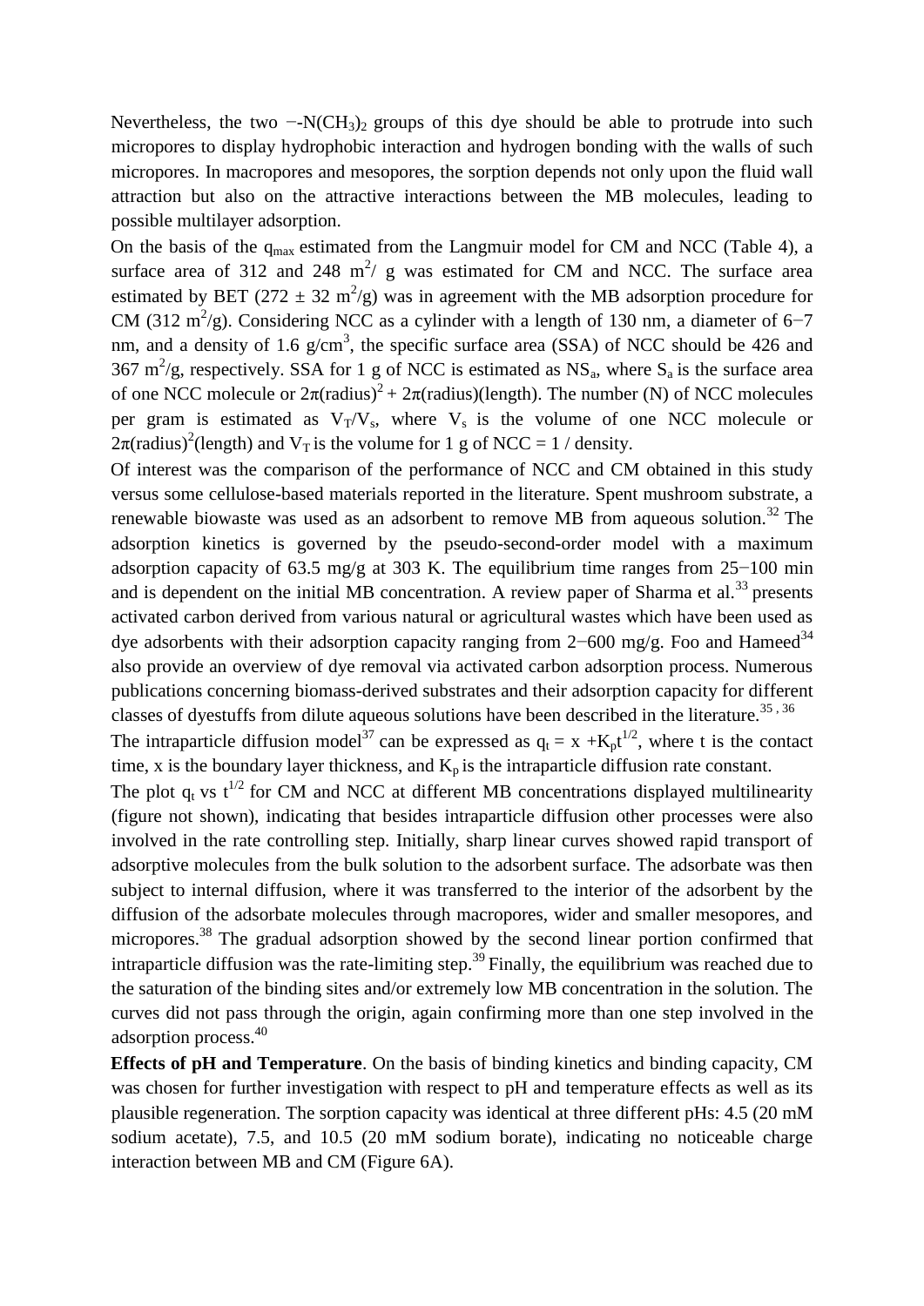Nevertheless, the two $-N(CH_3)_2$ groups of this dye should be able to protrude into such micropores to display hydrophobic interaction and hydrogen bonding with the walls of such micropores. In macropores and mesopores, the sorption depends not only upon the fluid wall attraction but also on the attractive interactions between the MB molecules, leading to possible multilayer adsorption.

On the basis of the $q_{max}$ estimated from the Langmuir model for CM and NCC (Table 4), a surface area of 312 and 248 $m^2$/ g was estimated for CM and NCC. The surface area estimated by BET (272 ± 32 $m^2$/g) was in agreement with the MB adsorption procedure for CM (312 $m^2$/g). Considering NCC as a cylinder with a length of 130 nm, a diameter of 6−7 nm, and a density of 1.6 g/$cm^3$, the specific surface area (SSA) of NCC should be 426 and 367 $m^2$/g, respectively. SSA for 1 g of NCC is estimated as $NS_a$, where $S_a$ is the surface area of one NCC molecule or $2\pi(\text{radius})^2 + 2\pi(\text{radius})(\text{length})$. The number (N) of NCC molecules per gram is estimated as $V_T/V_s$, where $V_s$ is the volume of one NCC molecule or $2\pi(\text{radius})^2(\text{length})$ and $V_T$ is the volume for 1 g of NCC = 1 / density.

Of interest was the comparison of the performance of NCC and CM obtained in this study versus some cellulose-based materials reported in the literature. Spent mushroom substrate, a renewable biowaste was used as an adsorbent to remove MB from aqueous solution.[32] The adsorption kinetics is governed by the pseudo-second-order model with a maximum adsorption capacity of 63.5 mg/g at 303 K. The equilibrium time ranges from 25−100 min and is dependent on the initial MB concentration. A review paper of Sharma et al.[33] presents activated carbon derived from various natural or agricultural wastes which have been used as dye adsorbents with their adsorption capacity ranging from 2−600 mg/g. Foo and Hameed[34] also provide an overview of dye removal via activated carbon adsorption process. Numerous publications concerning biomass-derived substrates and their adsorption capacity for different classes of dyestuffs from dilute aqueous solutions have been described in the literature.[35, 36]

The intraparticle diffusion model[37] can be expressed as $q_t = x + K_p t^{1/2}$, where t is the contact time, x is the boundary layer thickness, and $K_p$ is the intraparticle diffusion rate constant.

The plot $q_t$ vs $t^{1/2}$ for CM and NCC at different MB concentrations displayed multilinearity (figure not shown), indicating that besides intraparticle diffusion other processes were also involved in the rate controlling step. Initially, sharp linear curves showed rapid transport of adsorptive molecules from the bulk solution to the adsorbent surface. The adsorbate was then subject to internal diffusion, where it was transferred to the interior of the adsorbent by the diffusion of the adsorbate molecules through macropores, wider and smaller mesopores, and micropores.[38] The gradual adsorption showed by the second linear portion confirmed that intraparticle diffusion was the rate-limiting step.[39] Finally, the equilibrium was reached due to the saturation of the binding sites and/or extremely low MB concentration in the solution. The curves did not pass through the origin, again confirming more than one step involved in the adsorption process.[40]

**Effects of pH and Temperature**. On the basis of binding kinetics and binding capacity, CM was chosen for further investigation with respect to pH and temperature effects as well as its plausible regeneration. The sorption capacity was identical at three different pHs: 4.5 (20 mM sodium acetate), 7.5, and 10.5 (20 mM sodium borate), indicating no noticeable charge interaction between MB and CM (Figure 6A).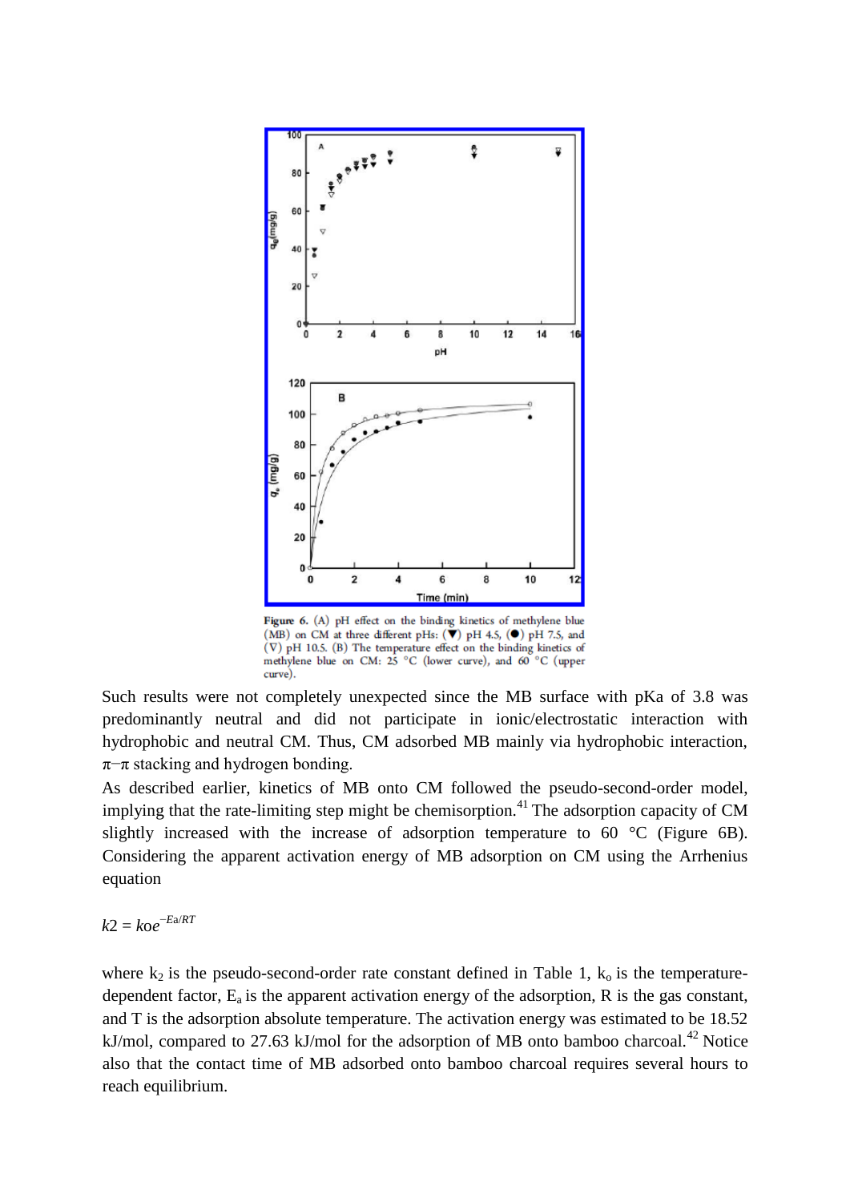**Figure 6.** (A) pH effect on the binding kinetics of methylene blue (MB) on CM at three different pHs: (▼) pH 4.5, (●) pH 7.5, and (∇) pH 10.5. (B) The temperature effect on the binding kinetics of methylene blue on CM: 25 °C (lower curve), and 60 °C (upper curve).

Such results were not completely unexpected since the MB surface with pKa of 3.8 was predominantly neutral and did not participate in ionic/electrostatic interaction with hydrophobic and neutral CM. Thus, CM adsorbed MB mainly via hydrophobic interaction, $\pi-\pi$ stacking and hydrogen bonding.

As described earlier, kinetics of MB onto CM followed the pseudo-second-order model, implying that the rate-limiting step might be chemisorption.[41] The adsorption capacity of CM slightly increased with the increase of adsorption temperature to 60 °C (Figure 6B). Considering the apparent activation energy of MB adsorption on CM using the Arrhenius equation

$$k2 = koe^{-Ea/RT}$$

where $k_2$ is the pseudo-second-order rate constant defined in Table 1, $k_o$ is the temperature-dependent factor, $E_a$ is the apparent activation energy of the adsorption, R is the gas constant, and T is the adsorption absolute temperature. The activation energy was estimated to be 18.52 kJ/mol, compared to 27.63 kJ/mol for the adsorption of MB onto bamboo charcoal.[42] Notice also that the contact time of MB adsorbed onto bamboo charcoal requires several hours to reach equilibrium.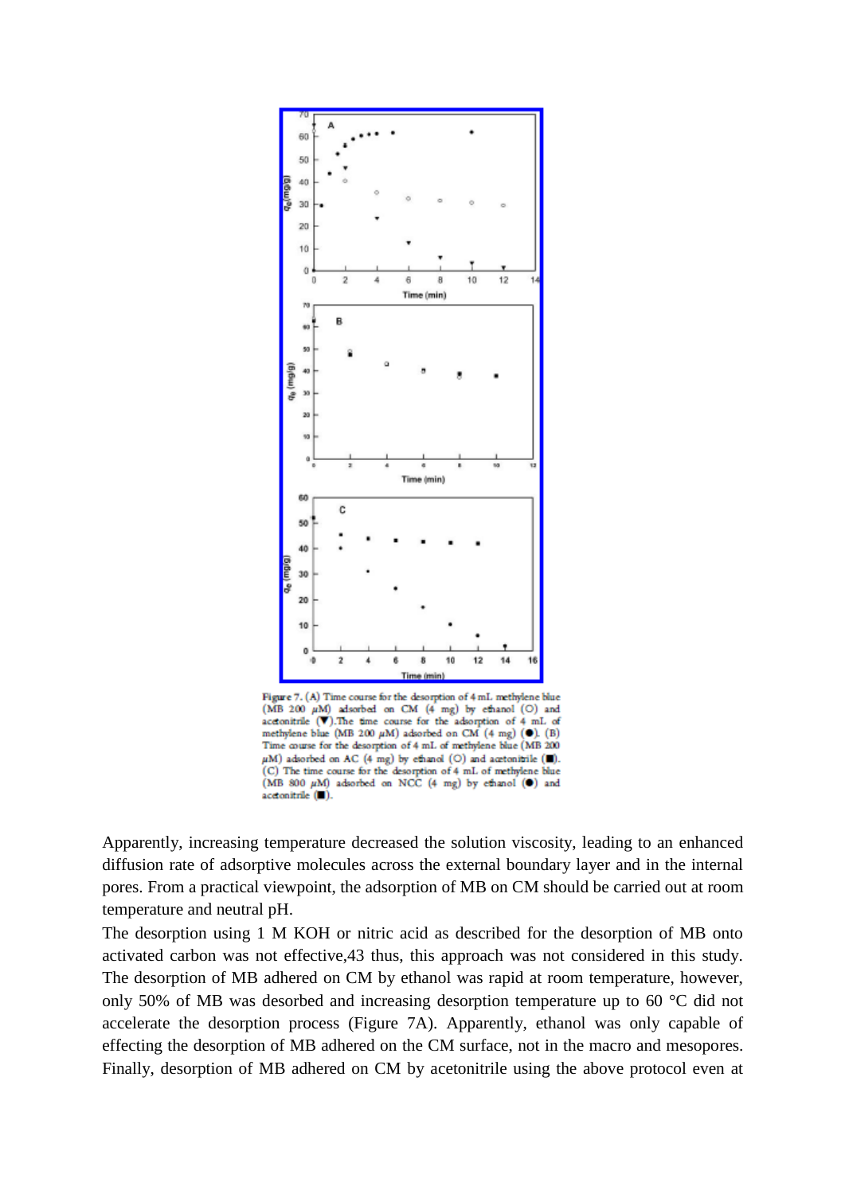Figure 7. (A) Time course for the desorption of 4 mL methylene blue (MB 200 $\mu$M) adsorbed on CM (4 mg) by ethanol (○) and acetonitrile (▼).The time course for the adsorption of 4 mL of methylene blue (MB 200 $\mu$M) adsorbed on CM (4 mg) (●). (B) Time course for the desorption of 4 mL of methylene blue (MB 200 $\mu$M) adsorbed on AC (4 mg) by ethanol (○) and acetonitrile (■). (C) The time course for the desorption of 4 mL of methylene blue (MB 800 $\mu$M) adsorbed on NCC (4 mg) by ethanol (●) and acetonitrile (■).

Apparently, increasing temperature decreased the solution viscosity, leading to an enhanced diffusion rate of adsorptive molecules across the external boundary layer and in the internal pores. From a practical viewpoint, the adsorption of MB on CM should be carried out at room temperature and neutral pH.

The desorption using 1 M KOH or nitric acid as described for the desorption of MB onto activated carbon was not effective,43 thus, this approach was not considered in this study. The desorption of MB adhered on CM by ethanol was rapid at room temperature, however, only 50% of MB was desorbed and increasing desorption temperature up to 60 °C did not accelerate the desorption process (Figure 7A). Apparently, ethanol was only capable of effecting the desorption of MB adhered on the CM surface, not in the macro and mesopores. Finally, desorption of MB adhered on CM by acetonitrile using the above protocol even at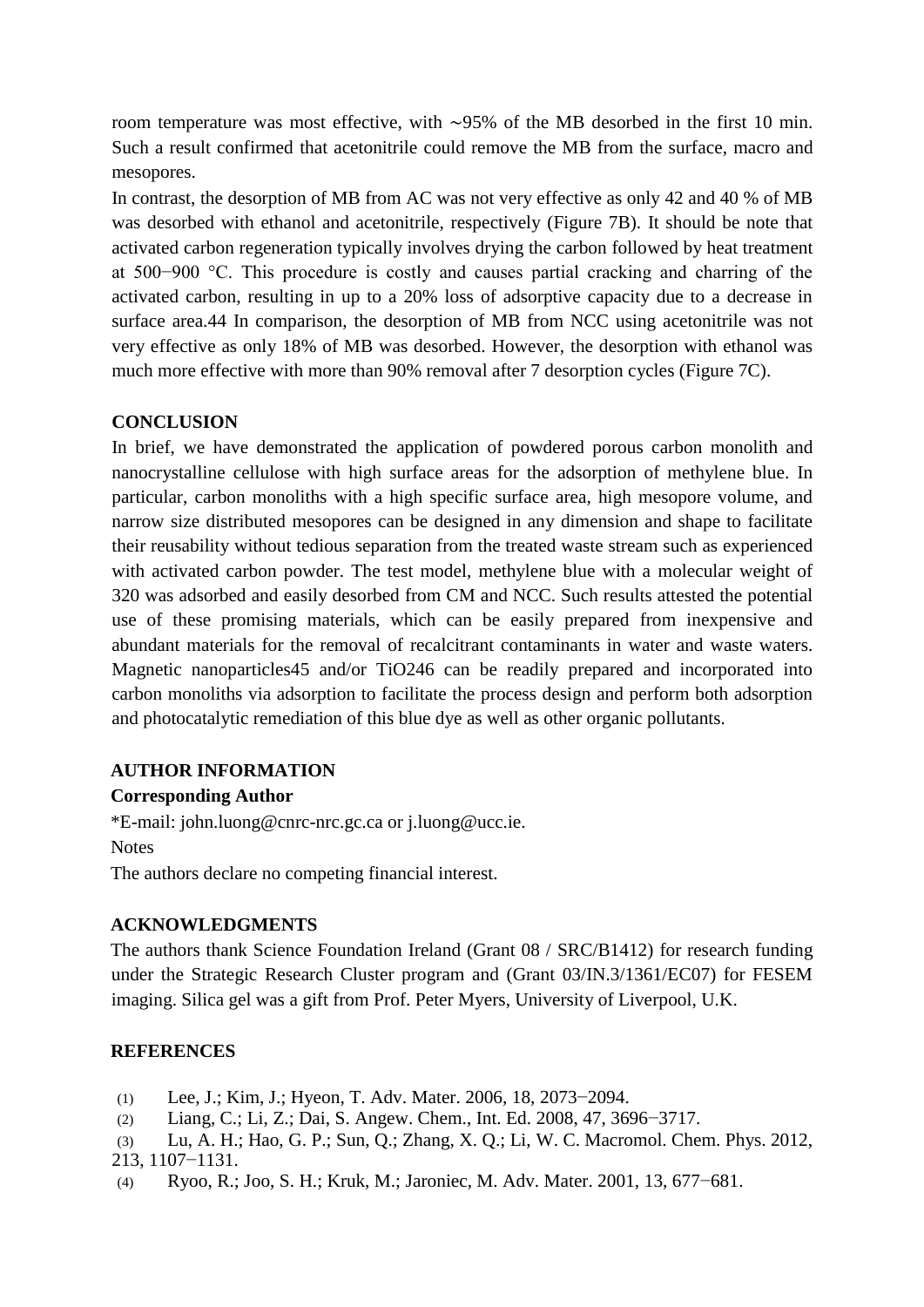room temperature was most effective, with ∼95% of the MB desorbed in the first 10 min. Such a result confirmed that acetonitrile could remove the MB from the surface, macro and mesopores.

In contrast, the desorption of MB from AC was not very effective as only 42 and 40 % of MB was desorbed with ethanol and acetonitrile, respectively (Figure 7B). It should be note that activated carbon regeneration typically involves drying the carbon followed by heat treatment at 500−900 °C. This procedure is costly and causes partial cracking and charring of the activated carbon, resulting in up to a 20% loss of adsorptive capacity due to a decrease in surface area.[44] In comparison, the desorption of MB from NCC using acetonitrile was not very effective as only 18% of MB was desorbed. However, the desorption with ethanol was much more effective with more than 90% removal after 7 desorption cycles (Figure 7C).

## CONCLUSION

In brief, we have demonstrated the application of powdered porous carbon monolith and nanocrystalline cellulose with high surface areas for the adsorption of methylene blue. In particular, carbon monoliths with a high specific surface area, high mesopore volume, and narrow size distributed mesopores can be designed in any dimension and shape to facilitate their reusability without tedious separation from the treated waste stream such as experienced with activated carbon powder. The test model, methylene blue with a molecular weight of 320 was adsorbed and easily desorbed from CM and NCC. Such results attested the potential use of these promising materials, which can be easily prepared from inexpensive and abundant materials for the removal of recalcitrant contaminants in water and waste waters. Magnetic nanoparticles[45] and/or $TiO_2$[46] can be readily prepared and incorporated into carbon monoliths via adsorption to facilitate the process design and perform both adsorption and photocatalytic remediation of this blue dye as well as other organic pollutants.

## AUTHOR INFORMATION

**Corresponding Author**

*E-mail: john.luong@cnrc-nrc.gc.ca or j.luong@ucc.ie.

Notes

The authors declare no competing financial interest.

## ACKNOWLEDGMENTS

The authors thank Science Foundation Ireland (Grant 08 / SRC/B1412) for research funding under the Strategic Research Cluster program and (Grant 03/IN.3/1361/EC07) for FESEM imaging. Silica gel was a gift from Prof. Peter Myers, University of Liverpool, U.K.

## REFERENCES

(1) Lee, J.; Kim, J.; Hyeon, T. Adv. Mater. 2006, 18, 2073−2094.

(2) Liang, C.; Li, Z.; Dai, S. Angew. Chem., Int. Ed. 2008, 47, 3696−3717.

(3) Lu, A. H.; Hao, G. P.; Sun, Q.; Zhang, X. Q.; Li, W. C. Macromol. Chem. Phys. 2012, 213, 1107−1131.

(4) Ryoo, R.; Joo, S. H.; Kruk, M.; Jaroniec, M. Adv. Mater. 2001, 13, 677−681.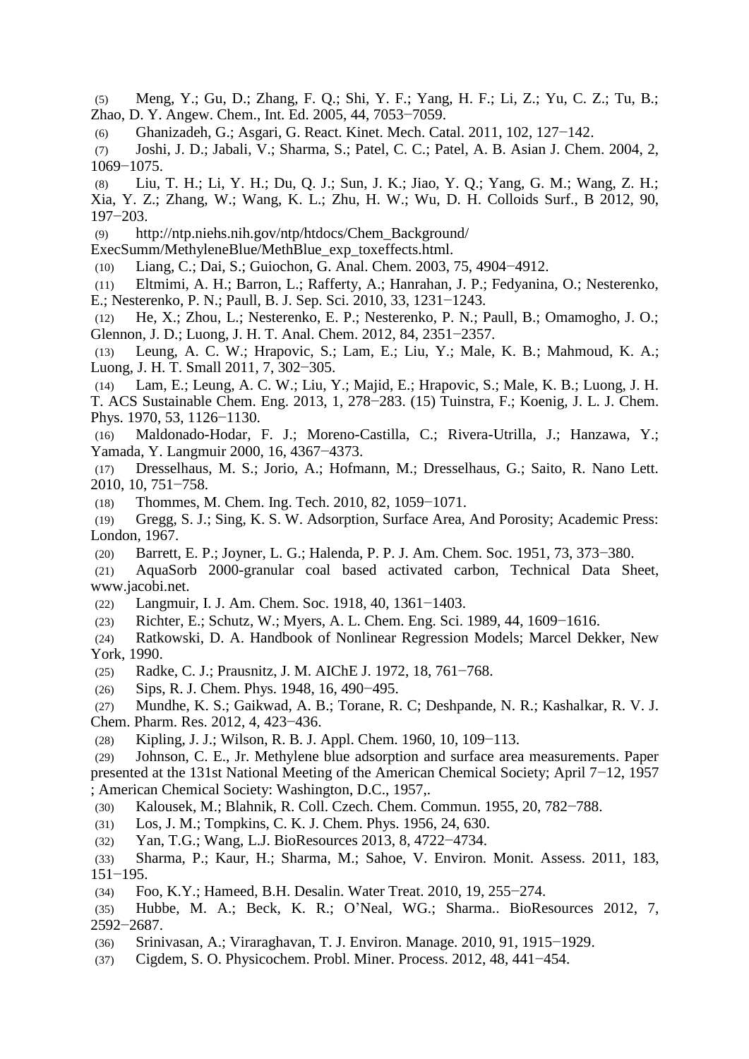(5) Meng, Y.; Gu, D.; Zhang, F. Q.; Shi, Y. F.; Yang, H. F.; Li, Z.; Yu, C. Z.; Tu, B.; Zhao, D. Y. Angew. Chem., Int. Ed. 2005, 44, 7053−7059.

(6) Ghanizadeh, G.; Asgari, G. React. Kinet. Mech. Catal. 2011, 102, 127−142.

(7) Joshi, J. D.; Jabali, V.; Sharma, S.; Patel, C. C.; Patel, A. B. Asian J. Chem. 2004, 2, 1069−1075.

(8) Liu, T. H.; Li, Y. H.; Du, Q. J.; Sun, J. K.; Jiao, Y. Q.; Yang, G. M.; Wang, Z. H.; Xia, Y. Z.; Zhang, W.; Wang, K. L.; Zhu, H. W.; Wu, D. H. Colloids Surf., B 2012, 90, 197−203.

(9) http://ntp.niehs.nih.gov/ntp/htdocs/Chem_Background/ExecSumm/MethyleneBlue/MethBlue_exp_toxeffects.html.

(10) Liang, C.; Dai, S.; Guiochon, G. Anal. Chem. 2003, 75, 4904−4912.

(11) Eltmimi, A. H.; Barron, L.; Rafferty, A.; Hanrahan, J. P.; Fedyanina, O.; Nesterenko, E.; Nesterenko, P. N.; Paull, B. J. Sep. Sci. 2010, 33, 1231−1243.

(12) He, X.; Zhou, L.; Nesterenko, E. P.; Nesterenko, P. N.; Paull, B.; Omamogho, J. O.; Glennon, J. D.; Luong, J. H. T. Anal. Chem. 2012, 84, 2351−2357.

(13) Leung, A. C. W.; Hrapovic, S.; Lam, E.; Liu, Y.; Male, K. B.; Mahmoud, K. A.; Luong, J. H. T. Small 2011, 7, 302−305.

(14) Lam, E.; Leung, A. C. W.; Liu, Y.; Majid, E.; Hrapovic, S.; Male, K. B.; Luong, J. H. T. ACS Sustainable Chem. Eng. 2013, 1, 278−283. (15) Tuinstra, F.; Koenig, J. L. J. Chem. Phys. 1970, 53, 1126−1130.

(16) Maldonado-Hodar, F. J.; Moreno-Castilla, C.; Rivera-Utrilla, J.; Hanzawa, Y.; Yamada, Y. Langmuir 2000, 16, 4367−4373.

(17) Dresselhaus, M. S.; Jorio, A.; Hofmann, M.; Dresselhaus, G.; Saito, R. Nano Lett. 2010, 10, 751−758.

(18) Thommes, M. Chem. Ing. Tech. 2010, 82, 1059−1071.

(19) Gregg, S. J.; Sing, K. S. W. Adsorption, Surface Area, And Porosity; Academic Press: London, 1967.

(20) Barrett, E. P.; Joyner, L. G.; Halenda, P. P. J. Am. Chem. Soc. 1951, 73, 373−380.

(21) AquaSorb 2000-granular coal based activated carbon, Technical Data Sheet, www.jacobi.net.

(22) Langmuir, I. J. Am. Chem. Soc. 1918, 40, 1361−1403.

(23) Richter, E.; Schutz, W.; Myers, A. L. Chem. Eng. Sci. 1989, 44, 1609−1616.

(24) Ratkowski, D. A. Handbook of Nonlinear Regression Models; Marcel Dekker, New York, 1990.

(25) Radke, C. J.; Prausnitz, J. M. AIChE J. 1972, 18, 761−768.

(26) Sips, R. J. Chem. Phys. 1948, 16, 490−495.

(27) Mundhe, K. S.; Gaikwad, A. B.; Torane, R. C; Deshpande, N. R.; Kashalkar, R. V. J. Chem. Pharm. Res. 2012, 4, 423−436.

(28) Kipling, J. J.; Wilson, R. B. J. Appl. Chem. 1960, 10, 109−113.

(29) Johnson, C. E., Jr. Methylene blue adsorption and surface area measurements. Paper presented at the 131st National Meeting of the American Chemical Society; April 7−12, 1957 ; American Chemical Society: Washington, D.C., 1957,.

(30) Kalousek, M.; Blahnik, R. Coll. Czech. Chem. Commun. 1955, 20, 782−788.

(31) Los, J. M.; Tompkins, C. K. J. Chem. Phys. 1956, 24, 630.

(32) Yan, T.G.; Wang, L.J. BioResources 2013, 8, 4722−4734.

(33) Sharma, P.; Kaur, H.; Sharma, M.; Sahoe, V. Environ. Monit. Assess. 2011, 183, 151−195.

(34) Foo, K.Y.; Hameed, B.H. Desalin. Water Treat. 2010, 19, 255−274.

(35) Hubbe, M. A.; Beck, K. R.; O'Neal, WG.; Sharma.. BioResources 2012, 7, 2592−2687.

(36) Srinivasan, A.; Viraraghavan, T. J. Environ. Manage. 2010, 91, 1915−1929.

(37) Cigdem, S. O. Physicochem. Probl. Miner. Process. 2012, 48, 441−454.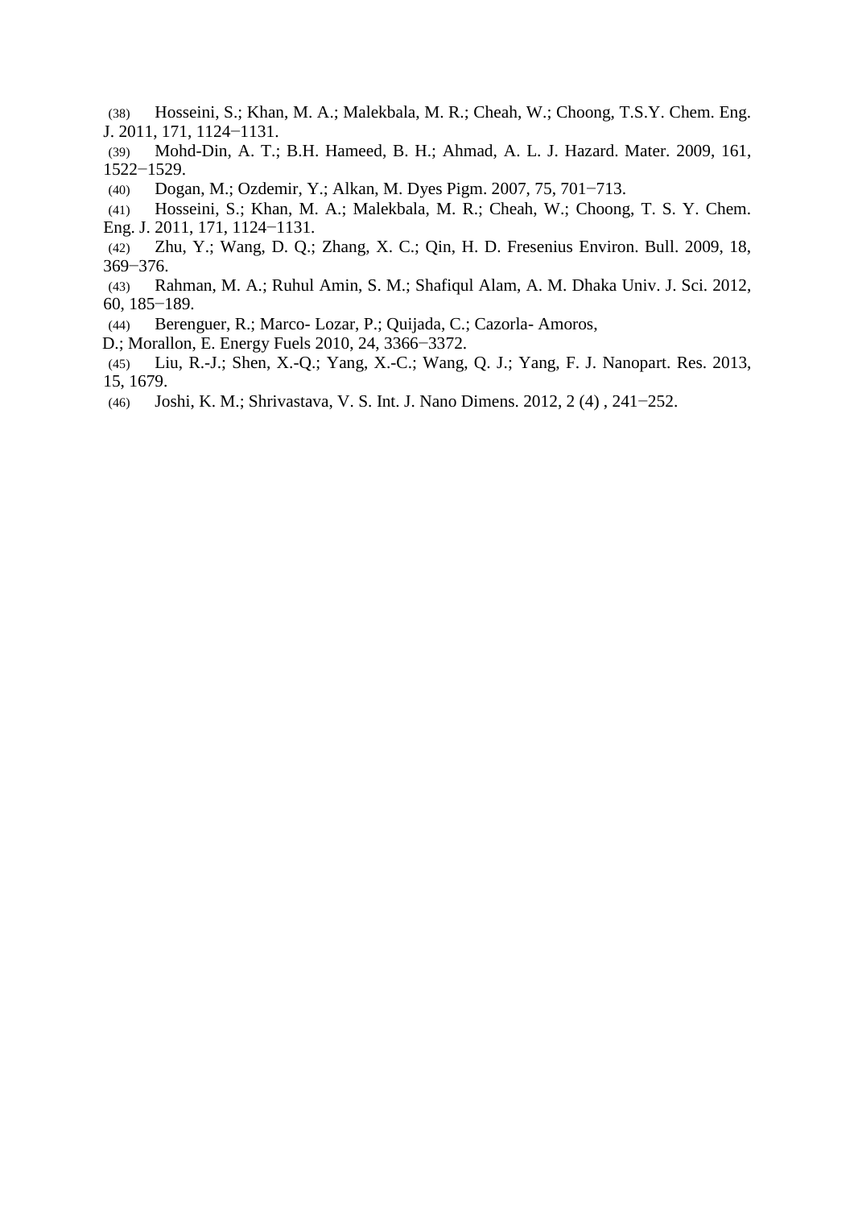(38) Hosseini, S.; Khan, M. A.; Malekbala, M. R.; Cheah, W.; Choong, T.S.Y. Chem. Eng. J. 2011, 171, 1124−1131.

(39) Mohd-Din, A. T.; B.H. Hameed, B. H.; Ahmad, A. L. J. Hazard. Mater. 2009, 161, 1522−1529.

(40) Dogan, M.; Ozdemir, Y.; Alkan, M. Dyes Pigm. 2007, 75, 701−713.

(41) Hosseini, S.; Khan, M. A.; Malekbala, M. R.; Cheah, W.; Choong, T. S. Y. Chem. Eng. J. 2011, 171, 1124−1131.

(42) Zhu, Y.; Wang, D. Q.; Zhang, X. C.; Qin, H. D. Fresenius Environ. Bull. 2009, 18, 369−376.

(43) Rahman, M. A.; Ruhul Amin, S. M.; Shafiqul Alam, A. M. Dhaka Univ. J. Sci. 2012, 60, 185−189.

(44) Berenguer, R.; Marco- Lozar, P.; Quijada, C.; Cazorla- Amoros, D.; Morallon, E. Energy Fuels 2010, 24, 3366−3372.

(45) Liu, R.-J.; Shen, X.-Q.; Yang, X.-C.; Wang, Q. J.; Yang, F. J. Nanopart. Res. 2013, 15, 1679.

(46) Joshi, K. M.; Shrivastava, V. S. Int. J. Nano Dimens. 2012, 2 (4) , 241−252.